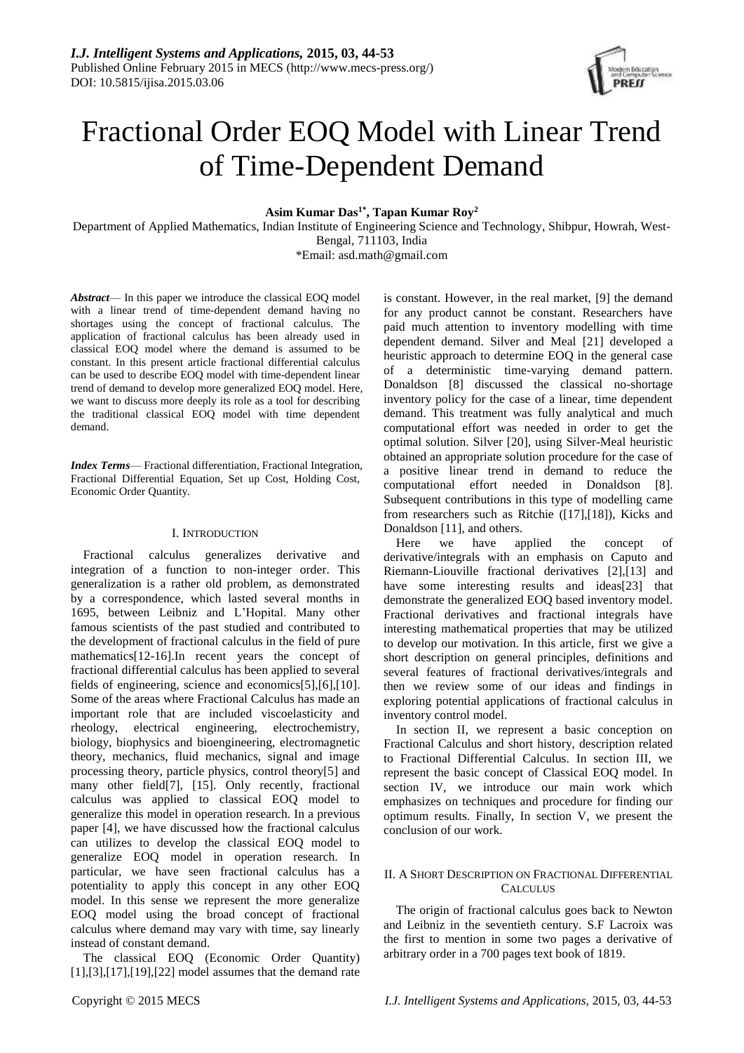# Fractional Order EOQ Model with Linear Trend of Time-Dependent Demand

**Asim Kumar Das[1*], Tapan Kumar Roy[2]**

Department of Applied Mathematics, Indian Institute of Engineering Science and Technology, Shibpur, Howrah, West-Bengal, 711103, India

*Email: asd.math@gmail.com

***Abstract***— In this paper we introduce the classical EOQ model with a linear trend of time-dependent demand having no shortages using the concept of fractional calculus. The application of fractional calculus has been already used in classical EOQ model where the demand is assumed to be constant. In this present article fractional differential calculus can be used to describe EOQ model with time-dependent linear trend of demand to develop more generalized EOQ model. Here, we want to discuss more deeply its role as a tool for describing the traditional classical EOQ model with time dependent demand.

***Index Terms***— Fractional differentiation, Fractional Integration, Fractional Differential Equation, Set up Cost, Holding Cost, Economic Order Quantity.

## I. INTRODUCTION

Fractional calculus generalizes derivative and integration of a function to non-integer order. This generalization is a rather old problem, as demonstrated by a correspondence, which lasted several months in 1695, between Leibniz and L'Hopital. Many other famous scientists of the past studied and contributed to the development of fractional calculus in the field of pure mathematics[12-16].In recent years the concept of fractional differential calculus has been applied to several fields of engineering, science and economics[5],[6],[10]. Some of the areas where Fractional Calculus has made an important role that are included viscoelasticity and rheology, electrical engineering, electrochemistry, biology, biophysics and bioengineering, electromagnetic theory, mechanics, fluid mechanics, signal and image processing theory, particle physics, control theory[5] and many other field[7], [15]. Only recently, fractional calculus was applied to classical EOQ model to generalize this model in operation research. In a previous paper [4], we have discussed how the fractional calculus can utilizes to develop the classical EOQ model to generalize EOQ model in operation research. In particular, we have seen fractional calculus has a potentiality to apply this concept in any other EOQ model. In this sense we represent the more generalize EOQ model using the broad concept of fractional calculus where demand may vary with time, say linearly instead of constant demand.

The classical EOQ (Economic Order Quantity) [1],[3],[17],[19],[22] model assumes that the demand rate is constant. However, in the real market, [9] the demand for any product cannot be constant. Researchers have paid much attention to inventory modelling with time dependent demand. Silver and Meal [21] developed a heuristic approach to determine EOQ in the general case of a deterministic time-varying demand pattern. Donaldson [8] discussed the classical no-shortage inventory policy for the case of a linear, time dependent demand. This treatment was fully analytical and much computational effort was needed in order to get the optimal solution. Silver [20], using Silver-Meal heuristic obtained an appropriate solution procedure for the case of a positive linear trend in demand to reduce the computational effort needed in Donaldson [8]. Subsequent contributions in this type of modelling came from researchers such as Ritchie ([17],[18]), Kicks and Donaldson [11], and others.

Here we have applied the concept of derivative/integrals with an emphasis on Caputo and Riemann-Liouville fractional derivatives [2],[13] and have some interesting results and ideas[23] that demonstrate the generalized EOQ based inventory model. Fractional derivatives and fractional integrals have interesting mathematical properties that may be utilized to develop our motivation. In this article, first we give a short description on general principles, definitions and several features of fractional derivatives/integrals and then we review some of our ideas and findings in exploring potential applications of fractional calculus in inventory control model.

In section II, we represent a basic conception on Fractional Calculus and short history, description related to Fractional Differential Calculus. In section III, we represent the basic concept of Classical EOQ model. In section IV, we introduce our main work which emphasizes on techniques and procedure for finding our optimum results. Finally, In section V, we present the conclusion of our work.

## II. A SHORT DESCRIPTION ON FRACTIONAL DIFFERENTIAL CALCULUS

The origin of fractional calculus goes back to Newton and Leibniz in the seventieth century. S.F Lacroix was the first to mention in some two pages a derivative of arbitrary order in a 700 pages text book of 1819.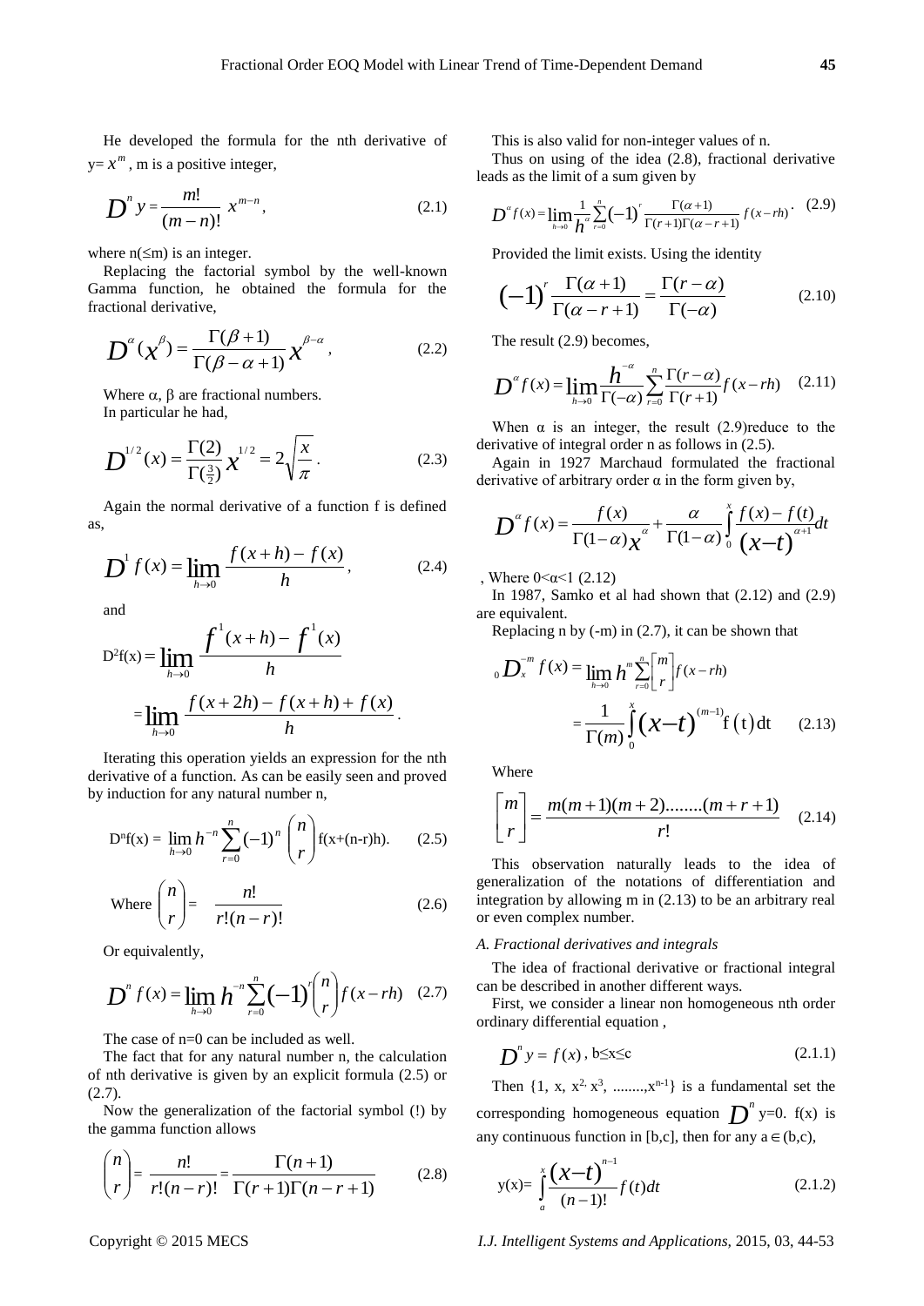He developed the formula for the nth derivative of y= $x^m$ , m is a positive integer,

$$D^n y = \frac{m!}{(m-n)!}\, x^{m-n}, \tag{2.1}$$

where n(≤m) is an integer.

Replacing the factorial symbol by the well-known Gamma function, he obtained the formula for the fractional derivative,

$$D^{\alpha}(x^{\beta}) = \frac{\Gamma(\beta+1)}{\Gamma(\beta-\alpha+1)} x^{\beta-\alpha}, \tag{2.2}$$

Where α, β are fractional numbers.

In particular he had,

$$D^{1/2}(x) = \frac{\Gamma(2)}{\Gamma(\frac{3}{2})} x^{1/2} = 2\sqrt{\frac{x}{\pi}}. \tag{2.3}$$

Again the normal derivative of a function f is defined as,

$$D^1 f(x) = \lim_{h\to 0} \frac{f(x+h)-f(x)}{h}, \tag{2.4}$$

and

$$D^2 f(x) = \lim_{h\to 0} \frac{f^1(x+h) - f^1(x)}{h}$$

$$= \lim_{h\to 0} \frac{f(x+2h) - f(x+h) + f(x)}{h}.$$

Iterating this operation yields an expression for the nth derivative of a function. As can be easily seen and proved by induction for any natural number n,

$$D^n f(x) = \lim_{h\to 0} h^{-n} \sum_{r=0}^{n} (-1)^n \binom{n}{r} f(x+(n-r)h). \tag{2.5}$$

$$\text{Where } \binom{n}{r} = \frac{n!}{r!(n-r)!} \tag{2.6}$$

Or equivalently,

$$D^n f(x) = \lim_{h\to 0} h^{-n} \sum_{r=0}^{n} (-1)^r \binom{n}{r} f(x-rh) \tag{2.7}$$

The case of n=0 can be included as well.

The fact that for any natural number n, the calculation of nth derivative is given by an explicit formula (2.5) or (2.7).

Now the generalization of the factorial symbol (!) by the gamma function allows

$$\binom{n}{r} = \frac{n!}{r!(n-r)!} = \frac{\Gamma(n+1)}{\Gamma(r+1)\Gamma(n-r+1)} \tag{2.8}$$

This is also valid for non-integer values of n.

Thus on using of the idea (2.8), fractional derivative leads as the limit of a sum given by

$$D^{\alpha} f(x) = \lim_{h\to 0} \frac{1}{h^{\alpha}} \sum_{r=0}^{n} (-1)^r \frac{\Gamma(\alpha+1)}{\Gamma(r+1)\Gamma(\alpha-r+1)} f(x-rh). \tag{2.9}$$

Provided the limit exists. Using the identity

$$(-1)^r \frac{\Gamma(\alpha+1)}{\Gamma(\alpha-r+1)} = \frac{\Gamma(r-\alpha)}{\Gamma(-\alpha)} \tag{2.10}$$

The result (2.9) becomes,

$$D^{\alpha} f(x) = \lim_{h\to 0} \frac{h^{-\alpha}}{\Gamma(-\alpha)} \sum_{r=0}^{n} \frac{\Gamma(r-\alpha)}{\Gamma(r+1)} f(x-rh) \tag{2.11}$$

When α is an integer, the result (2.9)reduce to the derivative of integral order n as follows in (2.5).

Again in 1927 Marchaud formulated the fractional derivative of arbitrary order α in the form given by,

$$D^{\alpha} f(x) = \frac{f(x)}{\Gamma(1-\alpha)x^{\alpha}} + \frac{\alpha}{\Gamma(1-\alpha)} \int_0^x \frac{f(x)-f(t)}{(x-t)^{\alpha+1}} dt$$

, Where 0<α<1 (2.12)

In 1987, Samko et al had shown that (2.12) and (2.9) are equivalent.

Replacing n by (-m) in (2.7), it can be shown that

$${}_0D_x^{-m} f(x) = \lim_{h\to 0} h^m \sum_{r=0}^{n} \begin{bmatrix} m \\ r \end{bmatrix} f(x-rh)$$

$$= \frac{1}{\Gamma(m)} \int_0^x (x-t)^{(m-1)} f(t)\, dt \tag{2.13}$$

Where

$$\begin{bmatrix} m \\ r \end{bmatrix} = \frac{m(m+1)(m+2)........(m+r+1)}{r!} \tag{2.14}$$

This observation naturally leads to the idea of generalization of the notations of differentiation and integration by allowing m in (2.13) to be an arbitrary real or even complex number.

### *A. Fractional derivatives and integrals*

The idea of fractional derivative or fractional integral can be described in another different ways.

First, we consider a linear non homogeneous nth order ordinary differential equation ,

$$D^n y = f(x), \; b \le x \le c \tag{2.1.1}$$

Then {1, x, $x^2$, $x^3$, ........,$x^{n-1}$} is a fundamental set the corresponding homogeneous equation $D^n$ y=0. f(x) is any continuous function in [b,c], then for any a ∈ (b,c),

$$y(x) = \int_a^x \frac{(x-t)^{n-1}}{(n-1)!} f(t)\, dt \tag{2.1.2}$$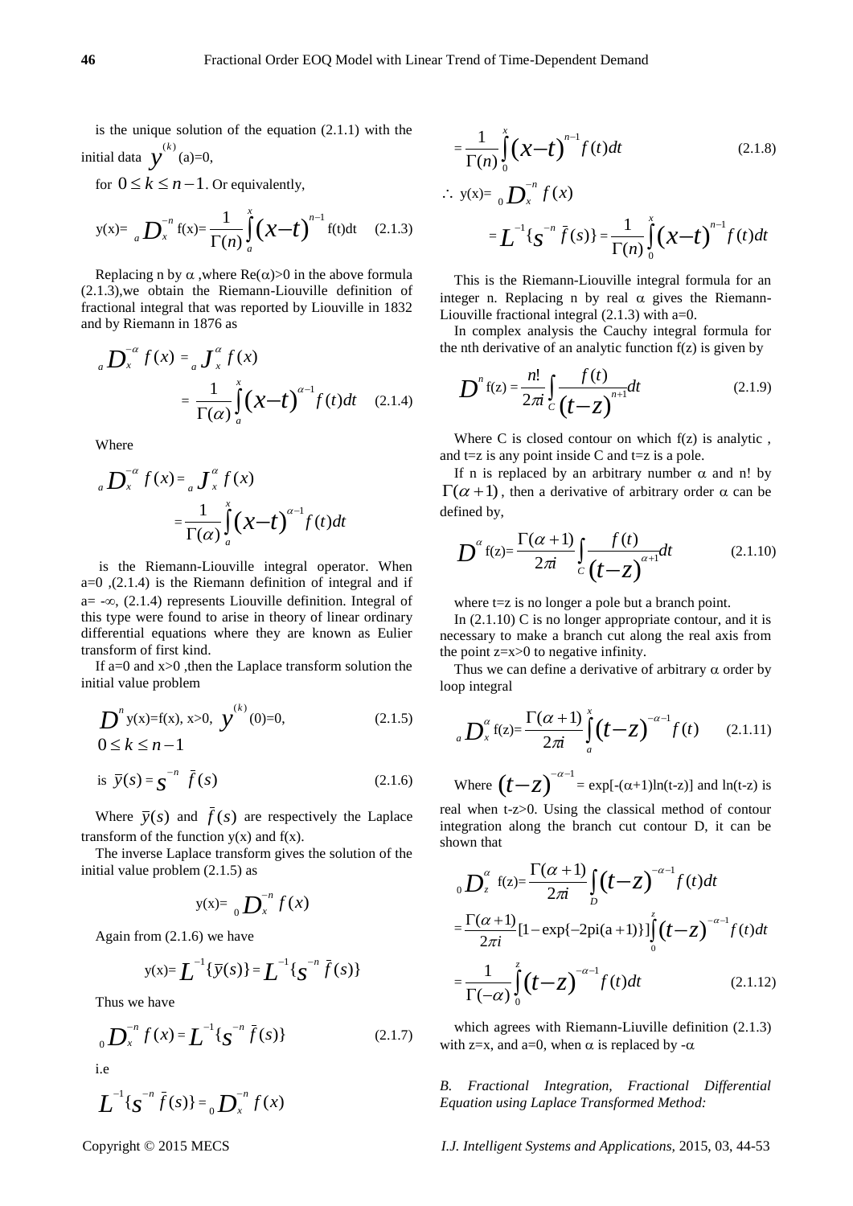is the unique solution of the equation (2.1.1) with the initial data $y^{(k)}(a)=0$,

for $0 \le k \le n-1$. Or equivalently,

$$y(x) = {}_aD_x^{-n} f(x) = \frac{1}{\Gamma(n)} \int_a^x (x-t)^{n-1} f(t)dt \quad (2.1.3)$$

Replacing n by $\alpha$ ,where $\text{Re}(\alpha)>0$ in the above formula (2.1.3),we obtain the Riemann-Liouville definition of fractional integral that was reported by Liouville in 1832 and by Riemann in 1876 as

$${}_aD_x^{-\alpha} f(x) = {}_aJ_x^{\alpha} f(x) = \frac{1}{\Gamma(\alpha)} \int_a^x (x-t)^{\alpha-1} f(t)dt \quad (2.1.4)$$

Where

$${}_aD_x^{-\alpha} f(x) = {}_aJ_x^{\alpha} f(x) = \frac{1}{\Gamma(\alpha)} \int_a^x (x-t)^{\alpha-1} f(t)dt$$

is the Riemann-Liouville integral operator. When a=0 ,(2.1.4) is the Riemann definition of integral and if a= $-\infty$, (2.1.4) represents Liouville definition. Integral of this type were found to arise in theory of linear ordinary differential equations where they are known as Eulier transform of first kind.

If a=0 and x>0 ,then the Laplace transform solution the initial value problem

$$D^n y(x)=f(x),\ x>0,\ y^{(k)}(0)=0, \quad (2.1.5)$$
$$0 \le k \le n-1$$

is $\bar{y}(s) = s^{-n}\ \bar{f}(s)$ (2.1.6)

Where $\bar{y}(s)$ and $\bar{f}(s)$ are respectively the Laplace transform of the function y(x) and f(x).

The inverse Laplace transform gives the solution of the initial value problem (2.1.5) as

$$y(x) = {}_0D_x^{-n} f(x)$$

Again from (2.1.6) we have

$$y(x) = L^{-1}\{\bar{y}(s)\} = L^{-1}\{s^{-n}\ \bar{f}(s)\}$$

Thus we have

$${}_0D_x^{-n} f(x) = L^{-1}\{s^{-n}\ \bar{f}(s)\} \quad (2.1.7)$$

i.e

$$L^{-1}\{s^{-n}\ \bar{f}(s)\} = {}_0D_x^{-n} f(x)$$

$$= \frac{1}{\Gamma(n)} \int_0^x (x-t)^{n-1} f(t)dt \quad (2.1.8)$$

$$\therefore\ y(x) = {}_0D_x^{-n} f(x)$$
$$= L^{-1}\{s^{-n}\ \bar{f}(s)\} = \frac{1}{\Gamma(n)} \int_0^x (x-t)^{n-1} f(t)dt$$

This is the Riemann-Liouville integral formula for an integer n. Replacing n by real $\alpha$ gives the Riemann-Liouville fractional integral (2.1.3) with a=0.

In complex analysis the Cauchy integral formula for the nth derivative of an analytic function f(z) is given by

$$D^n f(z) = \frac{n!}{2\pi i} \int_C \frac{f(t)}{(t-z)^{n+1}} dt \quad (2.1.9)$$

Where C is closed contour on which f(z) is analytic , and t=z is any point inside C and t=z is a pole.

If n is replaced by an arbitrary number $\alpha$ and n! by $\Gamma(\alpha+1)$, then a derivative of arbitrary order $\alpha$ can be defined by,

$$D^\alpha f(z) = \frac{\Gamma(\alpha+1)}{2\pi i} \int_C \frac{f(t)}{(t-z)^{\alpha+1}} dt \quad (2.1.10)$$

where t=z is no longer a pole but a branch point.

In (2.1.10) C is no longer appropriate contour, and it is necessary to make a branch cut along the real axis from the point z=x>0 to negative infinity.

Thus we can define a derivative of arbitrary $\alpha$ order by loop integral

$${}_aD_x^{\alpha} f(z) = \frac{\Gamma(\alpha+1)}{2\pi i} \int_a^x (t-z)^{-\alpha-1} f(t) \quad (2.1.11)$$

Where $(t-z)^{-\alpha-1} = \exp[-(\alpha+1)\ln(t-z)]$ and ln(t-z) is real when t-z>0. Using the classical method of contour integration along the branch cut contour D, it can be shown that

$${}_0D_z^{\alpha} f(z) = \frac{\Gamma(\alpha+1)}{2\pi i} \int_D (t-z)^{-\alpha-1} f(t)dt$$
$$= \frac{\Gamma(\alpha+1)}{2\pi i}[1-\exp\{-2\text{pi}(a+1)\}] \int_0^z (t-z)^{-\alpha-1} f(t)dt$$
$$= \frac{1}{\Gamma(-\alpha)} \int_0^z (t-z)^{-\alpha-1} f(t)dt \quad (2.1.12)$$

which agrees with Riemann-Liuville definition (2.1.3) with z=x, and a=0, when $\alpha$ is replaced by $-\alpha$

*B. Fractional Integration, Fractional Differential Equation using Laplace Transformed Method:*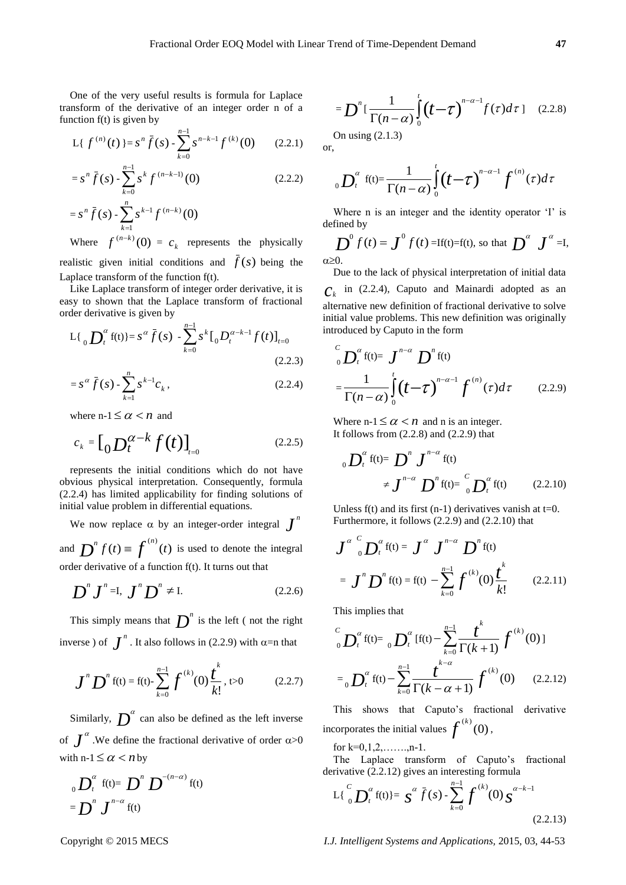One of the very useful results is formula for Laplace transform of the derivative of an integer order n of a function f(t) is given by

$$L\{ f^{(n)}(t) \}= s^n \bar{f}(s) - \sum_{k=0}^{n-1} s^{n-k-1} f^{(k)}(0) \qquad (2.2.1)$$

$$= s^n \bar{f}(s) - \sum_{k=0}^{n-1} s^k f^{(n-k-1)}(0) \qquad (2.2.2)$$

$$= s^n \bar{f}(s) - \sum_{k=1}^{n} s^{k-1} f^{(n-k)}(0)$$

Where $f^{(n-k)}(0) = c_k$ represents the physically realistic given initial conditions and $\bar{f}(s)$ being the Laplace transform of the function f(t).

Like Laplace transform of integer order derivative, it is easy to shown that the Laplace transform of fractional order derivative is given by

$$L\{ {}_0D_t^{\alpha} f(t)\}= s^{\alpha} \bar{f}(s) - \sum_{k=0}^{n-1} s^k [{}_0D_t^{\alpha-k-1} f(t)]_{t=0} \qquad (2.2.3)$$

$$= s^{\alpha} \bar{f}(s) - \sum_{k=1}^{n} s^{k-1} c_k, \qquad (2.2.4)$$

where $n-1 \leq \alpha < n$ and

$$c_k = [{}_0D_t^{\alpha-k} f(t)]_{t=0} \qquad (2.2.5)$$

represents the initial conditions which do not have obvious physical interpretation. Consequently, formula (2.2.4) has limited applicability for finding solutions of initial value problem in differential equations.

We now replace $\alpha$ by an integer-order integral $J^n$ and $D^n f(t) \equiv f^{(n)}(t)$ is used to denote the integral order derivative of a function f(t). It turns out that

$$D^n J^n = I, \; J^n D^n \neq I. \qquad (2.2.6)$$

This simply means that $D^n$ is the left ( not the right inverse ) of $J^n$. It also follows in (2.2.9) with $\alpha$=n that

$$J^n D^n f(t) = f(t) - \sum_{k=0}^{n-1} f^{(k)}(0) \frac{t^k}{k!}, \; t>0 \qquad (2.2.7)$$

Similarly, $D^{\alpha}$ can also be defined as the left inverse of $J^{\alpha}$. We define the fractional derivative of order $\alpha>0$ with $n-1 \leq \alpha < n$ by

$${}_0D_t^{\alpha} f(t)= D^n D^{-(n-\alpha)} f(t)$$
$$= D^n J^{n-\alpha} f(t)$$

$$= D^n [\frac{1}{\Gamma(n-\alpha)} \int_0^t (t-\tau)^{n-\alpha-1} f(\tau) d\tau ] \qquad (2.2.8)$$

On using (2.1.3)

or,

$${}_0D_t^{\alpha} f(t)= \frac{1}{\Gamma(n-\alpha)} \int_0^t (t-\tau)^{n-\alpha-1} f^{(n)}(\tau) d\tau$$

Where n is an integer and the identity operator 'I' is defined by

$D^0 f(t) = J^0 f(t) = If(t)=f(t)$, so that $D^{\alpha} J^{\alpha} = I$, $\alpha \geq 0$.

Due to the lack of physical interpretation of initial data $c_k$ in (2.2.4), Caputo and Mainardi adopted as an alternative new definition of fractional derivative to solve initial value problems. This new definition was originally introduced by Caputo in the form

$${}_0^CD_t^{\alpha} f(t)= J^{n-\alpha} D^n f(t)$$
$$= \frac{1}{\Gamma(n-\alpha)} \int_0^t (t-\tau)^{n-\alpha-1} f^{(n)}(\tau) d\tau \qquad (2.2.9)$$

Where $n-1 \leq \alpha < n$ and n is an integer.

It follows from (2.2.8) and (2.2.9) that

$${}_0D_t^{\alpha} f(t)= D^n J^{n-\alpha} f(t)$$
$$\neq J^{n-\alpha} D^n f(t)= {}_0^CD_t^{\alpha} f(t) \qquad (2.2.10)$$

Unless f(t) and its first (n-1) derivatives vanish at t=0. Furthermore, it follows (2.2.9) and (2.2.10) that

$$J^{\alpha} \, {}_0^CD_t^{\alpha} f(t) = J^{\alpha} J^{n-\alpha} D^n f(t)$$
$$= J^n D^n f(t) = f(t) - \sum_{k=0}^{n-1} f^{(k)}(0) \frac{t^k}{k!} \qquad (2.2.11)$$

This implies that

$${}_0^CD_t^{\alpha} f(t)= {}_0D_t^{\alpha} [f(t) - \sum_{k=0}^{n-1} \frac{t^k}{\Gamma(k+1)} f^{(k)}(0)]$$
$$= {}_0D_t^{\alpha} f(t) - \sum_{k=0}^{n-1} \frac{t^{k-\alpha}}{\Gamma(k-\alpha+1)} f^{(k)}(0) \qquad (2.2.12)$$

This shows that Caputo's fractional derivative incorporates the initial values $f^{(k)}(0)$,

for k=0,1,2,…….,n-1.

The Laplace transform of Caputo's fractional derivative (2.2.12) gives an interesting formula

$$L\{ {}_0^CD_t^{\alpha} f(t)\}= s^{\alpha} \bar{f}(s) - \sum_{k=0}^{n-1} f^{(k)}(0) s^{\alpha-k-1} \qquad (2.2.13)$$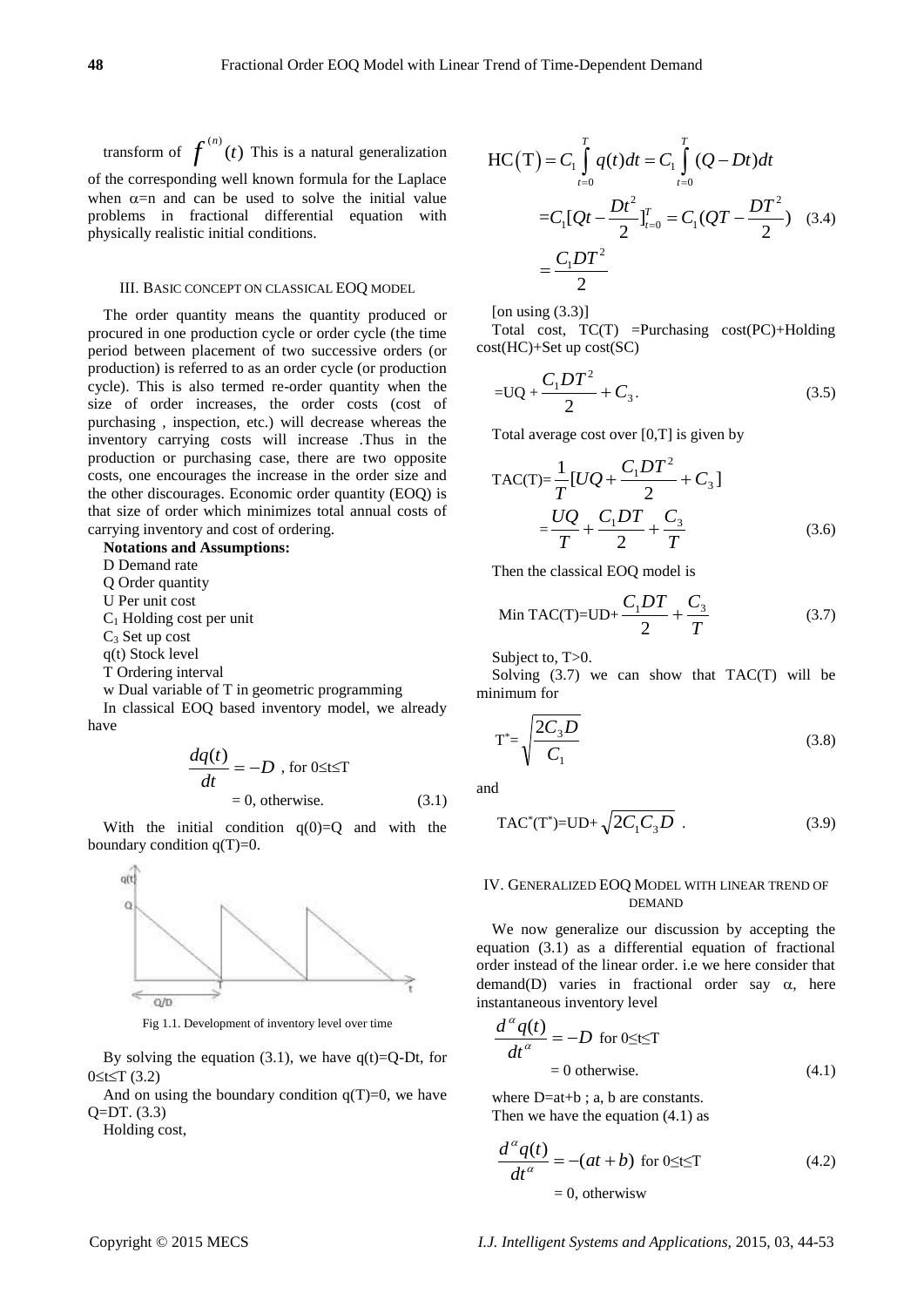transform of $f^{(n)}(t)$ This is a natural generalization of the corresponding well known formula for the Laplace when $\alpha$=n and can be used to solve the initial value problems in fractional differential equation with physically realistic initial conditions.

## III. Basic Concept on Classical EOQ Model

The order quantity means the quantity produced or procured in one production cycle or order cycle (the time period between placement of two successive orders (or production) is referred to as an order cycle (or production cycle). This is also termed re-order quantity when the size of order increases, the order costs (cost of purchasing , inspection, etc.) will decrease whereas the inventory carrying costs will increase .Thus in the production or purchasing case, there are two opposite costs, one encourages the increase in the order size and the other discourages. Economic order quantity (EOQ) is that size of order which minimizes total annual costs of carrying inventory and cost of ordering.

**Notations and Assumptions:**

D Demand rate

Q Order quantity

U Per unit cost

$C_1$ Holding cost per unit

$C_3$ Set up cost

q(t) Stock level

T Ordering interval

w Dual variable of T in geometric programming

In classical EOQ based inventory model, we already have

$$\frac{dq(t)}{dt} = -D \text{ , for } 0 \le t \le T$$
$$= 0, \text{ otherwise.} \tag{3.1}$$

With the initial condition q(0)=Q and with the boundary condition q(T)=0.

Fig 1.1. Development of inventory level over time

By solving the equation (3.1), we have q(t)=Q-Dt, for $0 \le t \le T$ (3.2)

And on using the boundary condition q(T)=0, we have Q=DT. (3.3)

Holding cost,

$$\text{HC}(\text{T}) = C_1 \int_{t=0}^{T} q(t)dt = C_1 \int_{t=0}^{T} (Q - Dt)dt$$
$$= C_1[Qt - \frac{Dt^2}{2}]_{t=0}^{T} = C_1(QT - \frac{DT^2}{2}) \tag{3.4}$$
$$= \frac{C_1 DT^2}{2}$$

[on using (3.3)]

Total cost, TC(T) =Purchasing cost(PC)+Holding cost(HC)+Set up cost(SC)

$$= \text{UQ} + \frac{C_1 DT^2}{2} + C_3. \tag{3.5}$$

Total average cost over [0,T] is given by

$$\text{TAC(T)} = \frac{1}{T}[UQ + \frac{C_1 DT^2}{2} + C_3]$$
$$= \frac{UQ}{T} + \frac{C_1 DT}{2} + \frac{C_3}{T} \tag{3.6}$$

Then the classical EOQ model is

$$\text{Min TAC(T)=UD+} \frac{C_1 DT}{2} + \frac{C_3}{T} \tag{3.7}$$

Subject to, T>0.

Solving (3.7) we can show that TAC(T) will be minimum for

$$T^* = \sqrt{\frac{2C_3 D}{C_1}} \tag{3.8}$$

and

$$\text{TAC}^*(\text{T}^*)\text{=UD+}\sqrt{2C_1 C_3 D} \text{ .} \tag{3.9}$$

## IV. Generalized EOQ Model with Linear Trend of Demand

We now generalize our discussion by accepting the equation (3.1) as a differential equation of fractional order instead of the linear order. i.e we here consider that demand(D) varies in fractional order say $\alpha$, here instantaneous inventory level

$$\frac{d^{\alpha} q(t)}{dt^{\alpha}} = -D \text{ for } 0 \le t \le T$$
$$= 0 \text{ otherwise.} \tag{4.1}$$

where D=at+b ; a, b are constants.

Then we have the equation (4.1) as

$$\frac{d^{\alpha} q(t)}{dt^{\alpha}} = -(at + b) \text{ for } 0 \le t \le T \tag{4.2}$$
$$= 0, \text{ otherwisw}$$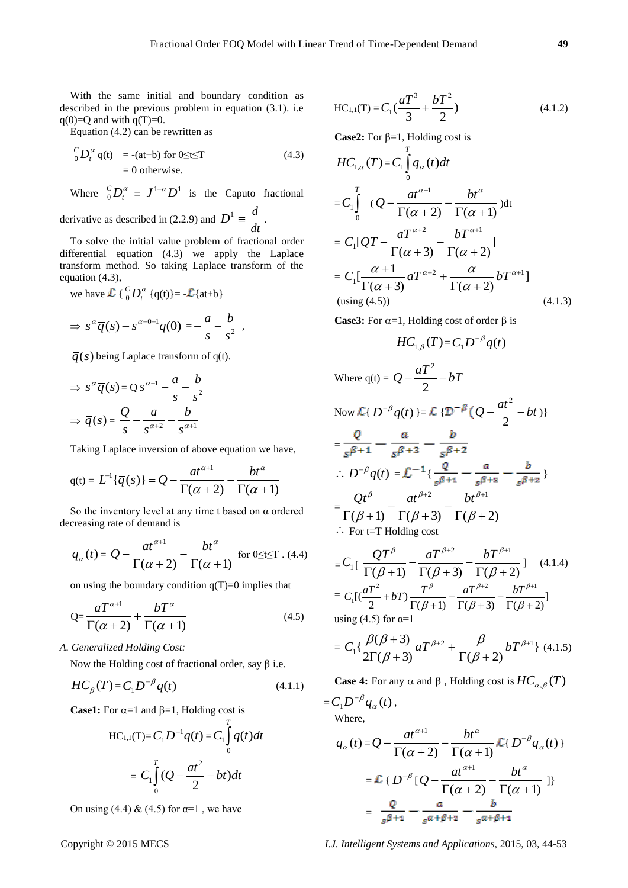With the same initial and boundary condition as described in the previous problem in equation (3.1). i.e q(0)=Q and with q(T)=0.

Equation (4.2) can be rewritten as

$$ {}_0^C D_t^{\alpha} \text{ q(t)} = \text{-(at+b) for } 0 \le t \le T \quad (4.3)$$
$$= 0 \text{ otherwise.}$$

Where ${}_0^C D_t^{\alpha} \equiv J^{1-\alpha} D^1$ is the Caputo fractional derivative as described in (2.2.9) and $D^1 \equiv \frac{d}{dt}$.

To solve the initial value problem of fractional order differential equation (4.3) we apply the Laplace transform method. So taking Laplace transform of the equation (4.3),

we have $\mathcal{L}\{ {}_0^C D_t^{\alpha} \{q(t)\} = -\mathcal{L}\{at+b\}$

$$\Rightarrow s^{\alpha}\bar{q}(s) - s^{\alpha-0-1}q(0) = -\frac{a}{s} - \frac{b}{s^2},$$

$\bar{q}(s)$ being Laplace transform of q(t).

$$\Rightarrow s^{\alpha}\bar{q}(s) = \text{Q } s^{\alpha-1} - \frac{a}{s} - \frac{b}{s^2}$$

$$\Rightarrow \bar{q}(s) = \frac{Q}{s} - \frac{a}{s^{\alpha+2}} - \frac{b}{s^{\alpha+1}}$$

Taking Laplace inversion of above equation we have,

$$\text{q(t)} = L^{-1}\{\bar{q}(s)\} = Q - \frac{at^{\alpha+1}}{\Gamma(\alpha+2)} - \frac{bt^{\alpha}}{\Gamma(\alpha+1)}$$

So the inventory level at any time t based on α ordered decreasing rate of demand is

$$q_{\alpha}(t) = Q - \frac{at^{\alpha+1}}{\Gamma(\alpha+2)} - \frac{bt^{\alpha}}{\Gamma(\alpha+1)} \text{ for } 0 \le t \le T \text{ . } (4.4)$$

on using the boundary condition q(T)=0 implies that

$$\text{Q} = \frac{aT^{\alpha+1}}{\Gamma(\alpha+2)} + \frac{bT^{\alpha}}{\Gamma(\alpha+1)} \quad (4.5)$$

*A. Generalized Holding Cost:*

Now the Holding cost of fractional order, say β i.e.

$$HC_{\beta}(T) = C_1 D^{-\beta} q(t) \quad (4.1.1)$$

**Case1:** For α=1 and β=1, Holding cost is

$$\text{HC}_{1,1}\text{(T)} = C_1 D^{-1} q(t) = C_1 \int_0^T q(t)dt$$

$$= C_1 \int_0^T (Q - \frac{at^2}{2} - bt)dt$$

On using (4.4) & (4.5) for α=1 , we have

$$\text{HC}_{1,1}\text{(T)} = C_1(\frac{aT^3}{3} + \frac{bT^2}{2}) \quad (4.1.2)$$

**Case2:** For β=1, Holding cost is

$$HC_{1,\alpha}(T) = C_1 \int_0^T q_{\alpha}(t)dt$$

$$= C_1 \int_0^T (Q - \frac{at^{\alpha+1}}{\Gamma(\alpha+2)} - \frac{bt^{\alpha}}{\Gamma(\alpha+1)})dt$$

$$= C_1[QT - \frac{aT^{\alpha+2}}{\Gamma(\alpha+3)} - \frac{bT^{\alpha+1}}{\Gamma(\alpha+2)}]$$

$$= C_1[\frac{\alpha+1}{\Gamma(\alpha+3)} aT^{\alpha+2} + \frac{\alpha}{\Gamma(\alpha+2)} bT^{\alpha+1}]$$

(using (4.5)) (4.1.3)

**Case3:** For α=1, Holding cost of order β is

$$HC_{1,\beta}(T) = C_1 D^{-\beta} q(t)$$

Where $q(t) = Q - \frac{aT^2}{2} - bT$

Now $\mathcal{L}\{ D^{-\beta} q(t) \} = \mathcal{L}\{ D^{-\beta}( Q - \frac{at^2}{2} - bt )\}$

$$= \frac{Q}{s^{\beta+1}} - \frac{a}{s^{\beta+3}} - \frac{b}{s^{\beta+2}}$$

$$\therefore D^{-\beta} q(t) = \mathcal{L}^{-1}\{ \frac{Q}{s^{\beta+1}} - \frac{a}{s^{\beta+3}} - \frac{b}{s^{\beta+2}} \}$$

$$= \frac{Qt^{\beta}}{\Gamma(\beta+1)} - \frac{at^{\beta+2}}{\Gamma(\beta+3)} - \frac{bt^{\beta+1}}{\Gamma(\beta+2)}$$

∴ For t=T Holding cost

$$= C_1[ \frac{QT^{\beta}}{\Gamma(\beta+1)} - \frac{aT^{\beta+2}}{\Gamma(\beta+3)} - \frac{bT^{\beta+1}}{\Gamma(\beta+2)} ] \quad (4.1.4)$$

$$= C_1[(\frac{aT^2}{2} + bT)\frac{T^{\beta}}{\Gamma(\beta+1)} - \frac{aT^{\beta+2}}{\Gamma(\beta+3)} - \frac{bT^{\beta+1}}{\Gamma(\beta+2)}]$$

using (4.5) for α=1

$$= C_1\{\frac{\beta(\beta+3)}{2\Gamma(\beta+3)} aT^{\beta+2} + \frac{\beta}{\Gamma(\beta+2)} bT^{\beta+1}\} \quad (4.1.5)$$

**Case 4:** For any α and β , Holding cost is $HC_{\alpha,\beta}(T) = C_1 D^{-\beta} q_{\alpha}(t)$,

Where,

$$q_{\alpha}(t) = Q - \frac{at^{\alpha+1}}{\Gamma(\alpha+2)} - \frac{bt^{\alpha}}{\Gamma(\alpha+1)} \mathcal{L}\{ D^{-\beta} q_{\alpha}(t) \}$$

$$= \mathcal{L}\{ D^{-\beta} [ Q - \frac{at^{\alpha+1}}{\Gamma(\alpha+2)} - \frac{bt^{\alpha}}{\Gamma(\alpha+1)} ]\}$$

$$= \frac{Q}{s^{\beta+1}} - \frac{a}{s^{\alpha+\beta+2}} - \frac{b}{s^{\alpha+\beta+1}}$$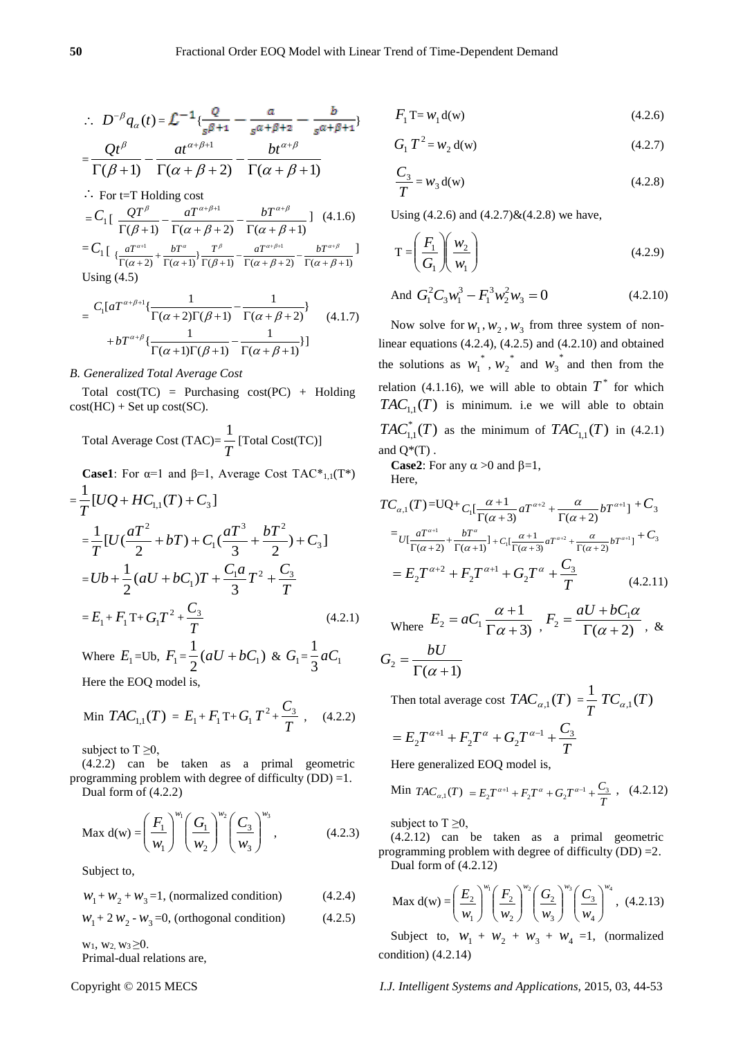$$\therefore\ D^{-\beta} q_\alpha(t) = \mathcal{L}^{-1}\{\frac{Q}{s^{\beta+1}} - \frac{a}{s^{\alpha+\beta+2}} - \frac{b}{s^{\alpha+\beta+1}}\}$$

$$= \frac{Qt^\beta}{\Gamma(\beta+1)} - \frac{at^{\alpha+\beta+1}}{\Gamma(\alpha+\beta+2)} - \frac{bt^{\alpha+\beta}}{\Gamma(\alpha+\beta+1)}$$

$\therefore$ For t=T Holding cost

$$= C_1 [\ \frac{QT^\beta}{\Gamma(\beta+1)} - \frac{aT^{\alpha+\beta+1}}{\Gamma(\alpha+\beta+2)} - \frac{bT^{\alpha+\beta}}{\Gamma(\alpha+\beta+1)}\ ] \quad (4.1.6)$$

$$= C_1 [\ \{\frac{aT^{\alpha+1}}{\Gamma(\alpha+2)} + \frac{bT^\alpha}{\Gamma(\alpha+1)}\} \frac{T^\beta}{\Gamma(\beta+1)} - \frac{aT^{\alpha+\beta+1}}{\Gamma(\alpha+\beta+2)} - \frac{bT^{\alpha+\beta}}{\Gamma(\alpha+\beta+1)}\ ]$$

Using (4.5)

$$= C_1[aT^{\alpha+\beta+1}\{\frac{1}{\Gamma(\alpha+2)\Gamma(\beta+1)} - \frac{1}{\Gamma(\alpha+\beta+2)}\} + bT^{\alpha+\beta}\{\frac{1}{\Gamma(\alpha+1)\Gamma(\beta+1)} - \frac{1}{\Gamma(\alpha+\beta+1)}\}] \quad (4.1.7)$$

*B. Generalized Total Average Cost*

Total cost(TC) = Purchasing cost(PC) + Holding cost(HC) + Set up cost(SC).

$$\text{Total Average Cost (TAC)} = \frac{1}{T}\ [\text{Total Cost(TC)}]$$

**Case1**: For α=1 and β=1, Average Cost $TAC^*_{1,1}(T^*)$

$$= \frac{1}{T}[UQ + HC_{1,1}(T) + C_3]$$

$$= \frac{1}{T}[U(\frac{aT^2}{2} + bT) + C_1(\frac{aT^3}{3} + \frac{bT^2}{2}) + C_3]$$

$$= Ub + \frac{1}{2}(aU + bC_1)T + \frac{C_1 a}{3}T^2 + \frac{C_3}{T}$$

$$= E_1 + F_1\text{T} + G_1 T^2 + \frac{C_3}{T} \quad (4.2.1)$$

Where $E_1$=Ub, $F_1 = \frac{1}{2}(aU + bC_1)$ & $G_1 = \frac{1}{3}aC_1$

Here the EOQ model is,

$$\text{Min } TAC_{1,1}(T) = E_1 + F_1\text{T} + G_1 T^2 + \frac{C_3}{T}, \quad (4.2.2)$$

subject to T ≥0,

(4.2.2) can be taken as a primal geometric programming problem with degree of difficulty (DD) =1.

Dual form of (4.2.2)

$$\text{Max d(w)} = \left(\frac{F_1}{w_1}\right)^{w_1}\left(\frac{G_1}{w_2}\right)^{w_2}\left(\frac{C_3}{w_3}\right)^{w_3}, \quad (4.2.3)$$

Subject to,

$w_1 + w_2 + w_3 = 1$, (normalized condition) (4.2.4)

$w_1 + 2w_2 - w_3 = 0$, (orthogonal condition) (4.2.5)

$w_1, w_2, w_3 \geq 0$.

Primal-dual relations are,

$$F_1\text{T} = w_1\,\text{d(w)} \quad (4.2.6)$$

$$G_1 T^2 = w_2\,\text{d(w)} \quad (4.2.7)$$

$$\frac{C_3}{T} = w_3\,\text{d(w)} \quad (4.2.8)$$

Using (4.2.6) and (4.2.7)&(4.2.8) we have,

$$\text{T} = \left(\frac{F_1}{G_1}\right)\left(\frac{w_2}{w_1}\right) \quad (4.2.9)$$

$$\text{And } G_1^2 C_3 w_1^3 - F_1^3 w_2^2 w_3 = 0 \quad (4.2.10)$$

Now solve for $w_1, w_2, w_3$ from three system of non-linear equations (4.2.4), (4.2.5) and (4.2.10) and obtained the solutions as $w_1^*$, $w_2^*$ and $w_3^*$ and then from the relation (4.1.16), we will able to obtain $T^*$ for which $TAC_{1,1}(T)$ is minimum. i.e we will able to obtain $TAC^*_{1,1}(T)$ as the minimum of $TAC_{1,1}(T)$ in (4.2.1) and Q*(T) .

**Case2**: For any α >0 and β=1,

Here,

$$TC_{\alpha,1}(T) = UQ + C_1[\frac{\alpha+1}{\Gamma(\alpha+3)}aT^{\alpha+2} + \frac{\alpha}{\Gamma(\alpha+2)}bT^{\alpha+1}] + C_3$$

$$= U[\frac{aT^{\alpha+1}}{\Gamma(\alpha+2)} + \frac{bT^\alpha}{\Gamma(\alpha+1)}] + C_1[\frac{\alpha+1}{\Gamma(\alpha+3)}aT^{\alpha+2} + \frac{\alpha}{\Gamma(\alpha+2)}bT^{\alpha+1}] + C_3$$

$$= E_2 T^{\alpha+2} + F_2 T^{\alpha+1} + G_2 T^\alpha + \frac{C_3}{T} \quad (4.2.11)$$

Where $E_2 = aC_1\frac{\alpha+1}{\Gamma\alpha+3)}$, $F_2 = \frac{aU + bC_1\alpha}{\Gamma(\alpha+2)}$, & $G_2 = \frac{bU}{\Gamma(\alpha+1)}$

Then total average cost $TAC_{\alpha,1}(T) = \frac{1}{T}\ TC_{\alpha,1}(T)$

$$= E_2 T^{\alpha+1} + F_2 T^\alpha + G_2 T^{\alpha-1} + \frac{C_3}{T}$$

Here generalized EOQ model is,

$$\text{Min } TAC_{\alpha,1}(T) = E_2 T^{\alpha+1} + F_2 T^\alpha + G_2 T^{\alpha-1} + \frac{C_3}{T}, \quad (4.2.12)$$

subject to T ≥0,

(4.2.12) can be taken as a primal geometric programming problem with degree of difficulty (DD) =2.

Dual form of (4.2.12)

$$\text{Max d(w)} = \left(\frac{E_2}{w_1}\right)^{w_1}\left(\frac{F_2}{w_2}\right)^{w_2}\left(\frac{G_2}{w_3}\right)^{w_3}\left(\frac{C_3}{w_4}\right)^{w_4}, \quad (4.2.13)$$

Subject to, $w_1 + w_2 + w_3 + w_4 = 1$, (normalized condition) (4.2.14)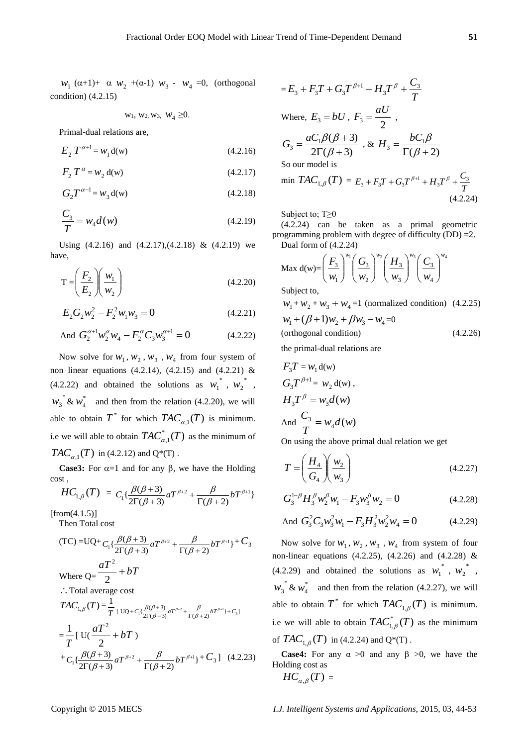$w_1$ (α+1)+ α $w_2$ +(α-1) $w_3$ - $w_4$ =0, (orthogonal condition) (4.2.15)

$$w_1, w_2, w_3, w_4 \geq 0.$$

Primal-dual relations are,

$$E_2\, T^{\alpha+1} = w_1\, d(w) \tag{4.2.16}$$

$$F_2\, T^{\alpha} = w_2\, d(w) \tag{4.2.17}$$

$$G_2 T^{\alpha-1} = w_3\, d(w) \tag{4.2.18}$$

$$\frac{C_3}{T} = w_4 d(w) \tag{4.2.19}$$

Using (4.2.16) and (4.2.17),(4.2.18) & (4.2.19) we have,

$$T = \left(\frac{F_2}{E_2}\right)\left(\frac{w_1}{w_2}\right) \tag{4.2.20}$$

$$E_2 G_2 w_2^2 - F_2^2 w_1 w_3 = 0 \tag{4.2.21}$$

$$\text{And } G_2^{\alpha+1} w_2^{\alpha} w_4 - F_2^{\alpha} C_3 w_3^{\alpha+1} = 0 \tag{4.2.22}$$

Now solve for $w_1$, $w_2$, $w_3$, $w_4$ from four system of non linear equations (4.2.14), (4.2.15) and (4.2.21) & (4.2.22) and obtained the solutions as $w_1^*$, $w_2^*$, $w_3^*$ & $w_4^*$ and then from the relation (4.2.20), we will able to obtain $T^*$ for which $TAC_{\alpha,1}(T)$ is minimum. i.e we will able to obtain $TAC_{\alpha,1}^*(T)$ as the minimum of $TAC_{\alpha,1}(T)$ in (4.2.12) and Q*(T) .

**Case3:** For α=1 and for any β, we have the Holding cost ,

$$HC_{1,\beta}(T) = C_1\left\{\frac{\beta(\beta+3)}{2\Gamma(\beta+3)} aT^{\beta+2} + \frac{\beta}{\Gamma(\beta+2)} bT^{\beta+1}\right\}$$

[from(4.1.5)]

Then Total cost

$$(TC) = UQ + C_1\left\{\frac{\beta(\beta+3)}{2\Gamma(\beta+3)} aT^{\beta+2} + \frac{\beta}{\Gamma(\beta+2)} bT^{\beta+1}\right\} + C_3$$

Where $Q = \dfrac{aT^2}{2} + bT$

∴ Total average cost

$$TAC_{1,\beta}(T) = \frac{1}{T}\left[ UQ + C_1\left\{\frac{\beta(\beta+3)}{2\Gamma(\beta+3)} aT^{\beta+2} + \frac{\beta}{\Gamma(\beta+2)} bT^{\beta+1}\right\} + C_3\right]$$

$$= \frac{1}{T}\left[ U\left(\frac{aT^2}{2} + bT\right) + C_1\left\{\frac{\beta(\beta+3)}{2\Gamma(\beta+3)} aT^{\beta+2} + \frac{\beta}{\Gamma(\beta+2)} bT^{\beta+1}\right\} + C_3\right] \tag{4.2.23}$$

$$= E_3 + F_3 T + G_3 T^{\beta+1} + H_3 T^{\beta} + \frac{C_3}{T}$$

Where, $E_3 = bU$, $F_3 = \dfrac{aU}{2}$ ,

$G_3 = \dfrac{aC_1\beta(\beta+3)}{2\Gamma(\beta+3)}$ , & $H_3 = \dfrac{bC_1\beta}{\Gamma(\beta+2)}$

So our model is

$$\min\ TAC_{1,\beta}(T) = E_3 + F_3 T + G_3 T^{\beta+1} + H_3 T^{\beta} + \frac{C_3}{T} \tag{4.2.24}$$

Subject to; T≥0

(4.2.24) can be taken as a primal geometric programming problem with degree of difficulty (DD) =2.

Dual form of (4.2.24)

$$\text{Max } d(w) = \left(\frac{F_3}{w_1}\right)^{w_1}\left(\frac{G_3}{w_2}\right)^{w_2}\left(\frac{H_3}{w_3}\right)^{w_3}\left(\frac{C_3}{w_4}\right)^{w_4}$$

Subject to,

$w_1 + w_2 + w_3 + w_4 = 1$ (normalized condition) (4.2.25)

$w_1 + (\beta+1)w_2 + \beta w_3 - w_4 = 0$

(orthogonal condition) (4.2.26)

the primal-dual relations are

$$F_3 T = w_1\, d(w)$$

$$G_3 T^{\beta+1} = w_2\, d(w),$$

$$H_3 T^{\beta} = w_3 d(w)$$

$$\text{And } \frac{C_3}{T} = w_4 d(w)$$

On using the above primal dual relation we get

$$T = \left(\frac{H_4}{G_4}\right)\left(\frac{w_2}{w_3}\right) \tag{4.2.27}$$

$$G_3^{1-\beta} H_3^{\beta} w_2^{\beta} w_1 - F_3 w_3^{\beta} w_2 = 0 \tag{4.2.28}$$

$$\text{And } G_3^2 C_3 w_3^2 w_1 - F_3 H_3^2 w_2^2 w_4 = 0 \tag{4.2.29}$$

Now solve for $w_1$, $w_2$, $w_3$, $w_4$ from system of four non-linear equations (4.2.25), (4.2.26) and (4.2.28) & (4.2.29) and obtained the solutions as $w_1^*$, $w_2^*$, $w_3^*$ & $w_4^*$ and then from the relation (4.2.27), we will able to obtain $T^*$ for which $TAC_{1,\beta}(T)$ is minimum. i.e we will able to obtain $TAC_{1,\beta}^*(T)$ as the minimum of $TAC_{1,\beta}(T)$ in (4.2.24) and Q*(T) .

**Case4:** For any α >0 and any β >0, we have the Holding cost as

$HC_{\alpha,\beta}(T) =$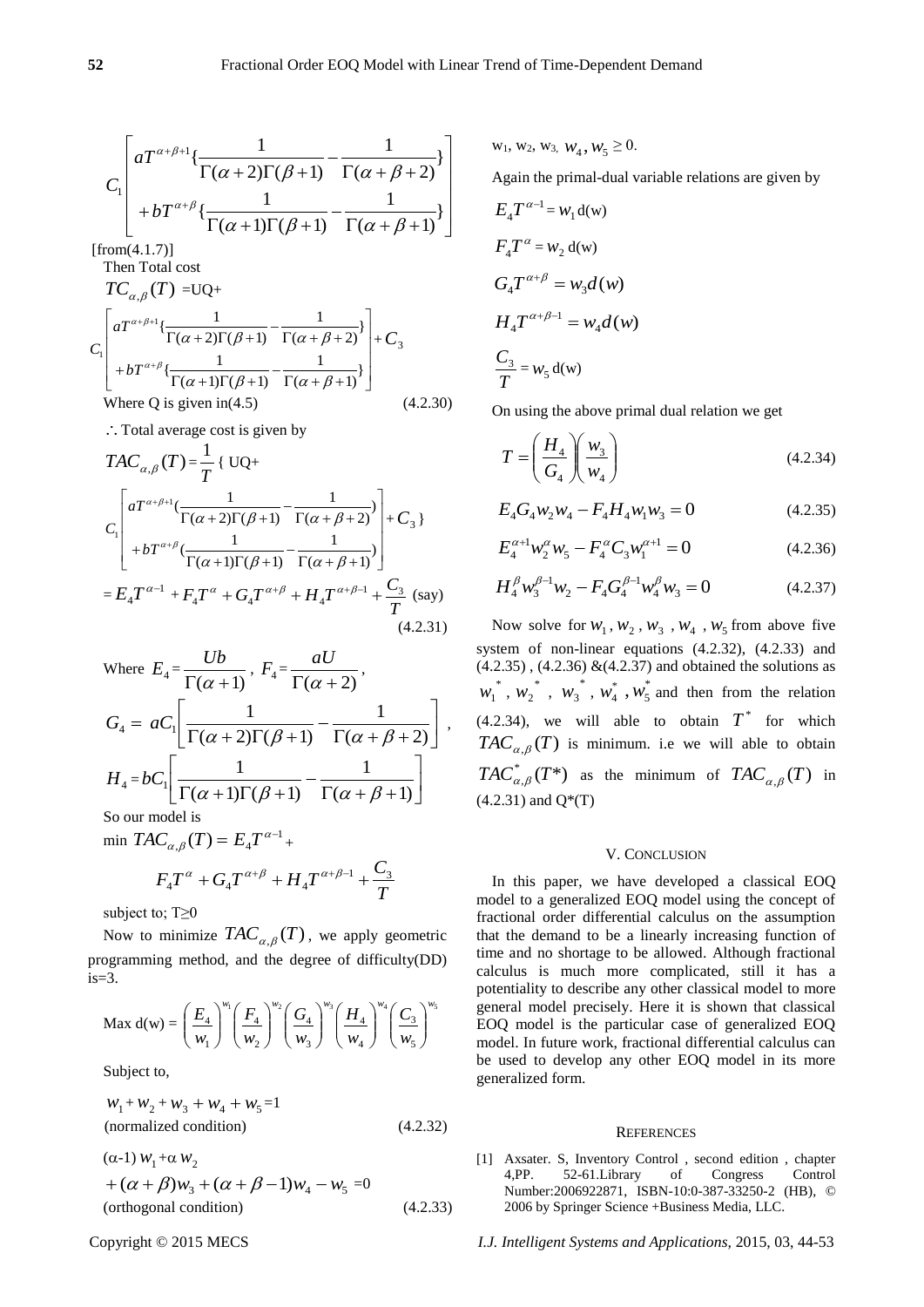$$C_1\left[\begin{array}{l} aT^{\alpha+\beta+1}\{\frac{1}{\Gamma(\alpha+2)\Gamma(\beta+1)}-\frac{1}{\Gamma(\alpha+\beta+2)}\} \\ +bT^{\alpha+\beta}\{\frac{1}{\Gamma(\alpha+1)\Gamma(\beta+1)}-\frac{1}{\Gamma(\alpha+\beta+1)}\}\end{array}\right]$$

[from(4.1.7)]

Then Total cost

$$TC_{\alpha,\beta}(T) = UQ+ C_1\left[\begin{array}{l} aT^{\alpha+\beta+1}\{\frac{1}{\Gamma(\alpha+2)\Gamma(\beta+1)}-\frac{1}{\Gamma(\alpha+\beta+2)}\} \\ +bT^{\alpha+\beta}\{\frac{1}{\Gamma(\alpha+1)\Gamma(\beta+1)}-\frac{1}{\Gamma(\alpha+\beta+1)}\}\end{array}\right]+C_3$$

Where Q is given in(4.5) (4.2.30)

$\therefore$ Total average cost is given by

$$TAC_{\alpha,\beta}(T) = \frac{1}{T}\{ UQ+ C_1\left[\begin{array}{l} aT^{\alpha+\beta+1}(\frac{1}{\Gamma(\alpha+2)\Gamma(\beta+1)}-\frac{1}{\Gamma(\alpha+\beta+2)}) \\ +bT^{\alpha+\beta}(\frac{1}{\Gamma(\alpha+1)\Gamma(\beta+1)}-\frac{1}{\Gamma(\alpha+\beta+1)})\end{array}\right]+C_3\}$$

$$= E_4T^{\alpha-1}+F_4T^{\alpha}+G_4T^{\alpha+\beta}+H_4T^{\alpha+\beta-1}+\frac{C_3}{T} \text{ (say)} \quad (4.2.31)$$

Where $E_4 = \frac{Ub}{\Gamma(\alpha+1)}$, $F_4 = \frac{aU}{\Gamma(\alpha+2)}$,

$$G_4 = aC_1\left[\frac{1}{\Gamma(\alpha+2)\Gamma(\beta+1)}-\frac{1}{\Gamma(\alpha+\beta+2)}\right],$$

$$H_4 = bC_1\left[\frac{1}{\Gamma(\alpha+1)\Gamma(\beta+1)}-\frac{1}{\Gamma(\alpha+\beta+1)}\right]$$

So our model is

$$\min TAC_{\alpha,\beta}(T) = E_4T^{\alpha-1}+ F_4T^{\alpha}+G_4T^{\alpha+\beta}+H_4T^{\alpha+\beta-1}+\frac{C_3}{T}$$

subject to; T≥0

Now to minimize $TAC_{\alpha,\beta}(T)$, we apply geometric programming method, and the degree of difficulty(DD) is=3.

$$\text{Max d(w)} = \left(\frac{E_4}{w_1}\right)^{w_1}\left(\frac{F_4}{w_2}\right)^{w_2}\left(\frac{G_4}{w_3}\right)^{w_3}\left(\frac{H_4}{w_4}\right)^{w_4}\left(\frac{C_3}{w_5}\right)^{w_5}$$

Subject to,

$w_1+w_2+w_3+w_4+w_5=1$
(normalized condition) (4.2.32)

$(\alpha-1)w_1+\alpha w_2 +(\alpha+\beta)w_3+(\alpha+\beta-1)w_4-w_5=0$
(orthogonal condition) (4.2.33)

$w_1, w_2, w_3, w_4, w_5 \geq 0$.

Again the primal-dual variable relations are given by

$E_4T^{\alpha-1} = w_1\,d(w)$

$F_4T^{\alpha} = w_2\,d(w)$

$G_4T^{\alpha+\beta} = w_3d(w)$

$H_4T^{\alpha+\beta-1} = w_4d(w)$

$\frac{C_3}{T} = w_5\,d(w)$

On using the above primal dual relation we get

$$T = \left(\frac{H_4}{G_4}\right)\left(\frac{w_3}{w_4}\right) \quad (4.2.34)$$

$$E_4G_4w_2w_4 - F_4H_4w_1w_3 = 0 \quad (4.2.35)$$

$$E_4^{\alpha+1}w_2^{\alpha}w_5 - F_4^{\alpha}C_3w_1^{\alpha+1} = 0 \quad (4.2.36)$$

$$H_4^{\beta}w_3^{\beta-1}w_2 - F_4G_4^{\beta-1}w_4^{\beta}w_3 = 0 \quad (4.2.37)$$

Now solve for $w_1, w_2, w_3, w_4, w_5$ from above five system of non-linear equations (4.2.32), (4.2.33) and (4.2.35), (4.2.36) &(4.2.37) and obtained the solutions as $w_1^*, w_2^*, w_3^*, w_4^*, w_5^*$ and then from the relation (4.2.34), we will able to obtain $T^*$ for which $TAC_{\alpha,\beta}(T)$ is minimum. i.e we will able to obtain $TAC^*_{\alpha,\beta}(T^*)$ as the minimum of $TAC_{\alpha,\beta}(T)$ in (4.2.31) and Q*(T)

## V. Conclusion

In this paper, we have developed a classical EOQ model to a generalized EOQ model using the concept of fractional order differential calculus on the assumption that the demand to be a linearly increasing function of time and no shortage to be allowed. Although fractional calculus is much more complicated, still it has a potentiality to describe any other classical model to more general model precisely. Here it is shown that classical EOQ model is the particular case of generalized EOQ model. In future work, fractional differential calculus can be used to develop any other EOQ model in its more generalized form.

## References

[1] Axsater. S, Inventory Control , second edition , chapter 4,PP. 52-61.Library of Congress Control Number:2006922871, ISBN-10:0-387-33250-2 (HB), © 2006 by Springer Science +Business Media, LLC.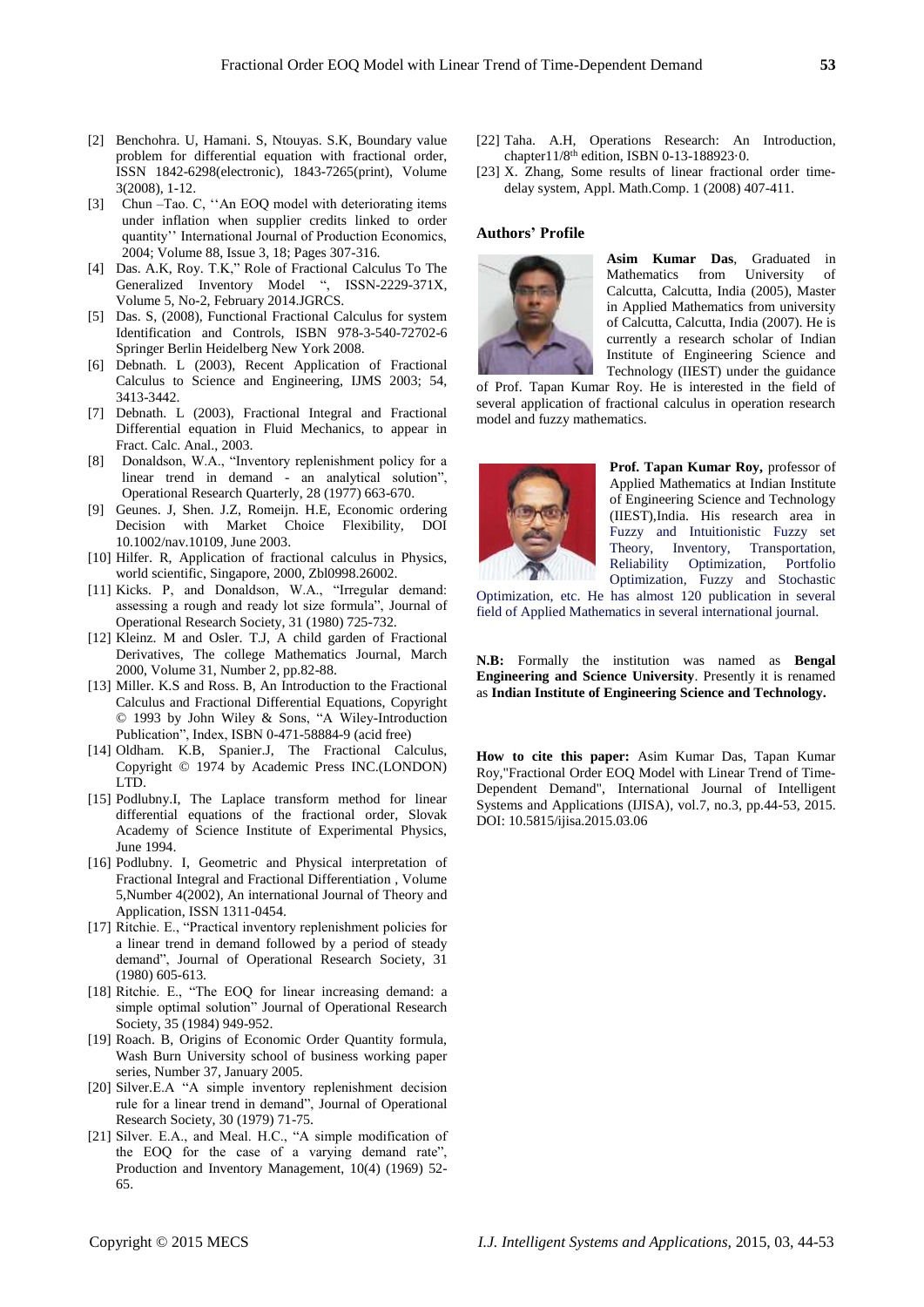[2] Benchohra. U, Hamani. S, Ntouyas. S.K, Boundary value problem for differential equation with fractional order, ISSN 1842-6298(electronic), 1843-7265(print), Volume 3(2008), 1-12.

[3] Chun –Tao. C, ''An EOQ model with deteriorating items under inflation when supplier credits linked to order quantity'' International Journal of Production Economics, 2004; Volume 88, Issue 3, 18; Pages 307-316.

[4] Das. A.K, Roy. T.K," Role of Fractional Calculus To The Generalized Inventory Model ", ISSN-2229-371X, Volume 5, No-2, February 2014.JGRCS.

[5] Das. S, (2008), Functional Fractional Calculus for system Identification and Controls, ISBN 978-3-540-72702-6 Springer Berlin Heidelberg New York 2008.

[6] Debnath. L (2003), Recent Application of Fractional Calculus to Science and Engineering, IJMS 2003; 54, 3413-3442.

[7] Debnath. L (2003), Fractional Integral and Fractional Differential equation in Fluid Mechanics, to appear in Fract. Calc. Anal., 2003.

[8] Donaldson, W.A., "Inventory replenishment policy for a linear trend in demand - an analytical solution", Operational Research Quarterly, 28 (1977) 663-670.

[9] Geunes. J, Shen. J.Z, Romeijn. H.E, Economic ordering Decision with Market Choice Flexibility, DOI 10.1002/nav.10109, June 2003.

[10] Hilfer. R, Application of fractional calculus in Physics, world scientific, Singapore, 2000, Zbl0998.26002.

[11] Kicks. P, and Donaldson, W.A., "Irregular demand: assessing a rough and ready lot size formula", Journal of Operational Research Society, 31 (1980) 725-732.

[12] Kleinz. M and Osler. T.J, A child garden of Fractional Derivatives, The college Mathematics Journal, March 2000, Volume 31, Number 2, pp.82-88.

[13] Miller. K.S and Ross. B, An Introduction to the Fractional Calculus and Fractional Differential Equations, Copyright © 1993 by John Wiley & Sons, "A Wiley-Introduction Publication", Index, ISBN 0-471-58884-9 (acid free)

[14] Oldham. K.B, Spanier.J, The Fractional Calculus, Copyright © 1974 by Academic Press INC.(LONDON) LTD.

[15] Podlubny.I, The Laplace transform method for linear differential equations of the fractional order, Slovak Academy of Science Institute of Experimental Physics, June 1994.

[16] Podlubny. I, Geometric and Physical interpretation of Fractional Integral and Fractional Differentiation , Volume 5,Number 4(2002), An international Journal of Theory and Application, ISSN 1311-0454.

[17] Ritchie. E., "Practical inventory replenishment policies for a linear trend in demand followed by a period of steady demand", Journal of Operational Research Society, 31 (1980) 605-613.

[18] Ritchie. E., "The EOQ for linear increasing demand: a simple optimal solution" Journal of Operational Research Society, 35 (1984) 949-952.

[19] Roach. B, Origins of Economic Order Quantity formula, Wash Burn University school of business working paper series, Number 37, January 2005.

[20] Silver.E.A "A simple inventory replenishment decision rule for a linear trend in demand", Journal of Operational Research Society, 30 (1979) 71-75.

[21] Silver. E.A., and Meal. H.C., "A simple modification of the EOQ for the case of a varying demand rate", Production and Inventory Management, 10(4) (1969) 52-65.

[22] Taha. A.H, Operations Research: An Introduction, chapter11/8th edition, ISBN 0-13-188923·0.

[23] X. Zhang, Some results of linear fractional order time-delay system, Appl. Math.Comp. 1 (2008) 407-411.

### Authors' Profile

**Asim Kumar Das**, Graduated in Mathematics from University of Calcutta, Calcutta, India (2005), Master in Applied Mathematics from university of Calcutta, Calcutta, India (2007). He is currently a research scholar of Indian Institute of Engineering Science and Technology (IIEST) under the guidance of Prof. Tapan Kumar Roy. He is interested in the field of several application of fractional calculus in operation research model and fuzzy mathematics.

**Prof. Tapan Kumar Roy,** professor of Applied Mathematics at Indian Institute of Engineering Science and Technology (IIEST),India. His research area in Fuzzy and Intuitionistic Fuzzy set Theory, Inventory, Transportation, Reliability Optimization, Portfolio Optimization, Fuzzy and Stochastic Optimization, etc. He has almost 120 publication in several field of Applied Mathematics in several international journal.

**N.B:** Formally the institution was named as **Bengal Engineering and Science University**. Presently it is renamed as **Indian Institute of Engineering Science and Technology.**

**How to cite this paper:** Asim Kumar Das, Tapan Kumar Roy,"Fractional Order EOQ Model with Linear Trend of Time-Dependent Demand", International Journal of Intelligent Systems and Applications (IJISA), vol.7, no.3, pp.44-53, 2015. DOI: 10.5815/ijisa.2015.03.06